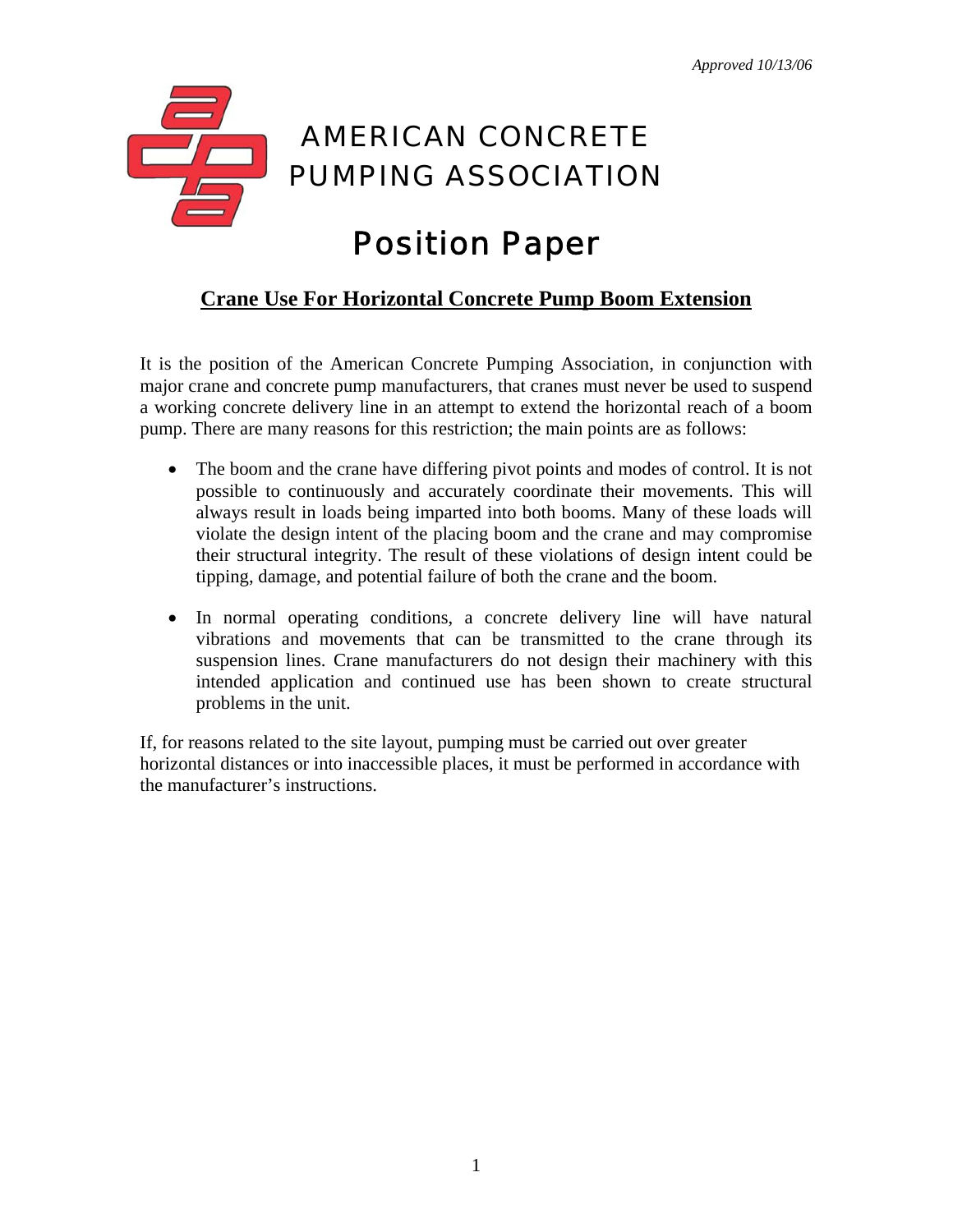*Approved 10/13/06*

# AMERICAN CONCRETE PUMPING ASSOCIATION

# Position Paper

## Crane Use For Horizontal Concrete Pump Boom Extension

It is the position of the American Concrete Pumping Association, in conjunction with major crane and concrete pump manufacturers, that cranes must never be used to suspend a working concrete delivery line in an attempt to extend the horizontal reach of a boom pump. There are many reasons for this restriction; the main points are as follows:

- The boom and the crane have differing pivot points and modes of control. It is not possible to continuously and accurately coordinate their movements. This will always result in loads being imparted into both booms. Many of these loads will violate the design intent of the placing boom and the crane and may compromise their structural integrity. The result of these violations of design intent could be tipping, damage, and potential failure of both the crane and the boom.

- In normal operating conditions, a concrete delivery line will have natural vibrations and movements that can be transmitted to the crane through its suspension lines. Crane manufacturers do not design their machinery with this intended application and continued use has been shown to create structural problems in the unit.

If, for reasons related to the site layout, pumping must be carried out over greater horizontal distances or into inaccessible places, it must be performed in accordance with the manufacturer's instructions.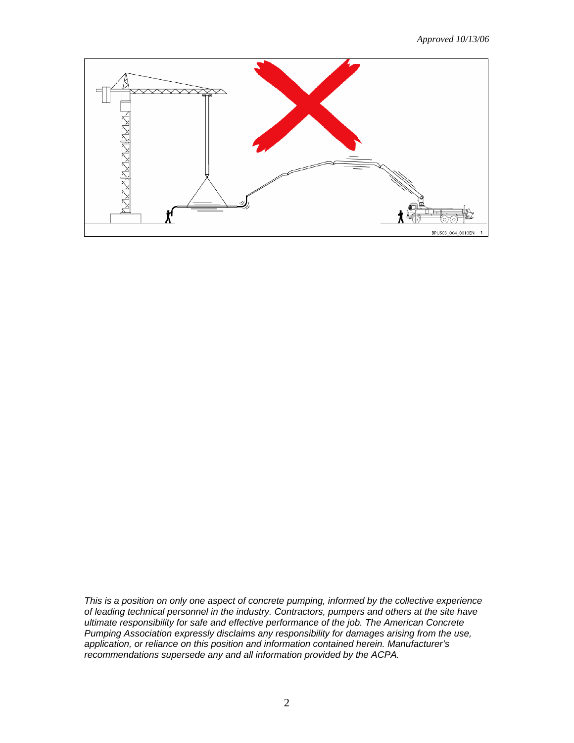*Approved 10/13/06*

BPUS03_004_0010EN 1

*This is a position on only one aspect of concrete pumping, informed by the collective experience of leading technical personnel in the industry. Contractors, pumpers and others at the site have ultimate responsibility for safe and effective performance of the job. The American Concrete Pumping Association expressly disclaims any responsibility for damages arising from the use, application, or reliance on this position and information contained herein. Manufacturer's recommendations supersede any and all information provided by the ACPA.*